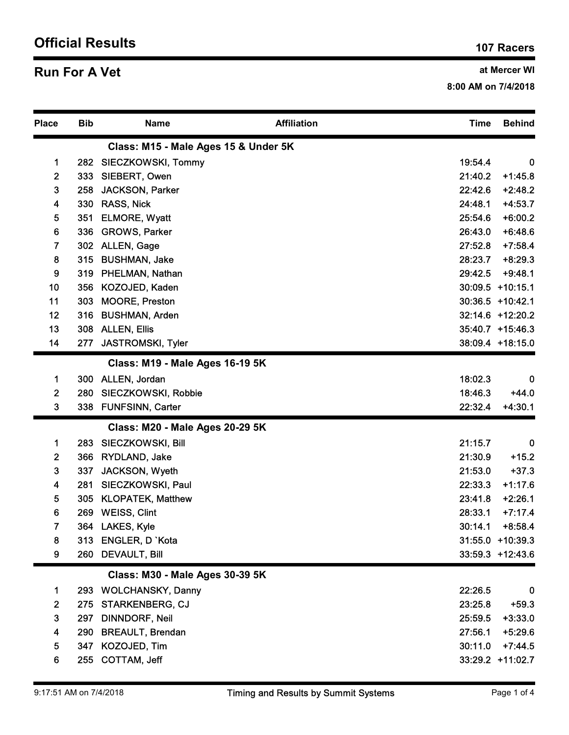# Official Results

**107 Racers**

## Run For A Vet

**at Mercer WI**
**8:00 AM on 7/4/2018**

| Place | Bib | Name | Affiliation | Time | Behind |
|---|---|---|---|---|---|
| | | **Class: M15 - Male Ages 15 & Under 5K** | | | |
| 1 | 282 | SIECZKOWSKI, Tommy | | 19:54.4 | 0 |
| 2 | 333 | SIEBERT, Owen | | 21:40.2 | +1:45.8 |
| 3 | 258 | JACKSON, Parker | | 22:42.6 | +2:48.2 |
| 4 | 330 | RASS, Nick | | 24:48.1 | +4:53.7 |
| 5 | 351 | ELMORE, Wyatt | | 25:54.6 | +6:00.2 |
| 6 | 336 | GROWS, Parker | | 26:43.0 | +6:48.6 |
| 7 | 302 | ALLEN, Gage | | 27:52.8 | +7:58.4 |
| 8 | 315 | BUSHMAN, Jake | | 28:23.7 | +8:29.3 |
| 9 | 319 | PHELMAN, Nathan | | 29:42.5 | +9:48.1 |
| 10 | 356 | KOZOJED, Kaden | | 30:09.5 | +10:15.1 |
| 11 | 303 | MOORE, Preston | | 30:36.5 | +10:42.1 |
| 12 | 316 | BUSHMAN, Arden | | 32:14.6 | +12:20.2 |
| 13 | 308 | ALLEN, Ellis | | 35:40.7 | +15:46.3 |
| 14 | 277 | JASTROMSKI, Tyler | | 38:09.4 | +18:15.0 |
| | | **Class: M19 - Male Ages 16-19 5K** | | | |
| 1 | 300 | ALLEN, Jordan | | 18:02.3 | 0 |
| 2 | 280 | SIECZKOWSKI, Robbie | | 18:46.3 | +44.0 |
| 3 | 338 | FUNFSINN, Carter | | 22:32.4 | +4:30.1 |
| | | **Class: M20 - Male Ages 20-29 5K** | | | |
| 1 | 283 | SIECZKOWSKI, Bill | | 21:15.7 | 0 |
| 2 | 366 | RYDLAND, Jake | | 21:30.9 | +15.2 |
| 3 | 337 | JACKSON, Wyeth | | 21:53.0 | +37.3 |
| 4 | 281 | SIECZKOWSKI, Paul | | 22:33.3 | +1:17.6 |
| 5 | 305 | KLOPATEK, Matthew | | 23:41.8 | +2:26.1 |
| 6 | 269 | WEISS, Clint | | 28:33.1 | +7:17.4 |
| 7 | 364 | LAKES, Kyle | | 30:14.1 | +8:58.4 |
| 8 | 313 | ENGLER, D `Kota | | 31:55.0 | +10:39.3 |
| 9 | 260 | DEVAULT, Bill | | 33:59.3 | +12:43.6 |
| | | **Class: M30 - Male Ages 30-39 5K** | | | |
| 1 | 293 | WOLCHANSKY, Danny | | 22:26.5 | 0 |
| 2 | 275 | STARKENBERG, CJ | | 23:25.8 | +59.3 |
| 3 | 297 | DINNDORF, Neil | | 25:59.5 | +3:33.0 |
| 4 | 290 | BREAULT, Brendan | | 27:56.1 | +5:29.6 |
| 5 | 347 | KOZOJED, Tim | | 30:11.0 | +7:44.5 |
| 6 | 255 | COTTAM, Jeff | | 33:29.2 | +11:02.7 |

9:17:51 AM on 7/4/2018 — Timing and Results by Summit Systems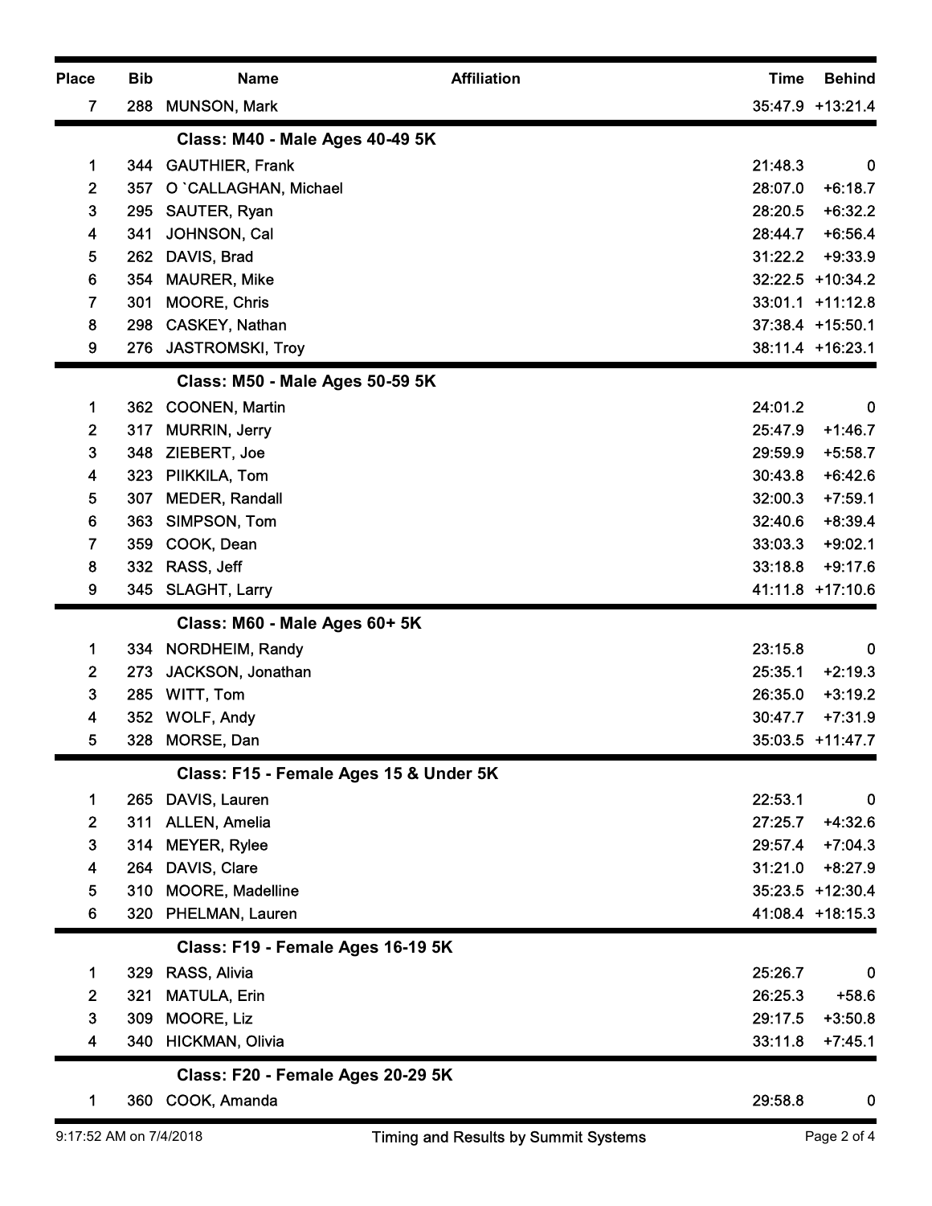| Place | Bib | Name | Affiliation | Time | Behind |
|---|---|---|---|---|---|
| 7 | 288 | MUNSON, Mark | | 35:47.9 | +13:21.4 |

**Class: M40 - Male Ages 40-49 5K**

| Place | Bib | Name | Affiliation | Time | Behind |
|---|---|---|---|---|---|
| 1 | 344 | GAUTHIER, Frank | | 21:48.3 | 0 |
| 2 | 357 | O `CALLAGHAN, Michael | | 28:07.0 | +6:18.7 |
| 3 | 295 | SAUTER, Ryan | | 28:20.5 | +6:32.2 |
| 4 | 341 | JOHNSON, Cal | | 28:44.7 | +6:56.4 |
| 5 | 262 | DAVIS, Brad | | 31:22.2 | +9:33.9 |
| 6 | 354 | MAURER, Mike | | 32:22.5 | +10:34.2 |
| 7 | 301 | MOORE, Chris | | 33:01.1 | +11:12.8 |
| 8 | 298 | CASKEY, Nathan | | 37:38.4 | +15:50.1 |
| 9 | 276 | JASTROMSKI, Troy | | 38:11.4 | +16:23.1 |

**Class: M50 - Male Ages 50-59 5K**

| Place | Bib | Name | Affiliation | Time | Behind |
|---|---|---|---|---|---|
| 1 | 362 | COONEN, Martin | | 24:01.2 | 0 |
| 2 | 317 | MURRIN, Jerry | | 25:47.9 | +1:46.7 |
| 3 | 348 | ZIEBERT, Joe | | 29:59.9 | +5:58.7 |
| 4 | 323 | PIIKKILA, Tom | | 30:43.8 | +6:42.6 |
| 5 | 307 | MEDER, Randall | | 32:00.3 | +7:59.1 |
| 6 | 363 | SIMPSON, Tom | | 32:40.6 | +8:39.4 |
| 7 | 359 | COOK, Dean | | 33:03.3 | +9:02.1 |
| 8 | 332 | RASS, Jeff | | 33:18.8 | +9:17.6 |
| 9 | 345 | SLAGHT, Larry | | 41:11.8 | +17:10.6 |

**Class: M60 - Male Ages 60+ 5K**

| Place | Bib | Name | Affiliation | Time | Behind |
|---|---|---|---|---|---|
| 1 | 334 | NORDHEIM, Randy | | 23:15.8 | 0 |
| 2 | 273 | JACKSON, Jonathan | | 25:35.1 | +2:19.3 |
| 3 | 285 | WITT, Tom | | 26:35.0 | +3:19.2 |
| 4 | 352 | WOLF, Andy | | 30:47.7 | +7:31.9 |
| 5 | 328 | MORSE, Dan | | 35:03.5 | +11:47.7 |

**Class: F15 - Female Ages 15 & Under 5K**

| Place | Bib | Name | Affiliation | Time | Behind |
|---|---|---|---|---|---|
| 1 | 265 | DAVIS, Lauren | | 22:53.1 | 0 |
| 2 | 311 | ALLEN, Amelia | | 27:25.7 | +4:32.6 |
| 3 | 314 | MEYER, Rylee | | 29:57.4 | +7:04.3 |
| 4 | 264 | DAVIS, Clare | | 31:21.0 | +8:27.9 |
| 5 | 310 | MOORE, Madelline | | 35:23.5 | +12:30.4 |
| 6 | 320 | PHELMAN, Lauren | | 41:08.4 | +18:15.3 |

**Class: F19 - Female Ages 16-19 5K**

| Place | Bib | Name | Affiliation | Time | Behind |
|---|---|---|---|---|---|
| 1 | 329 | RASS, Alivia | | 25:26.7 | 0 |
| 2 | 321 | MATULA, Erin | | 26:25.3 | +58.6 |
| 3 | 309 | MOORE, Liz | | 29:17.5 | +3:50.8 |
| 4 | 340 | HICKMAN, Olivia | | 33:11.8 | +7:45.1 |

**Class: F20 - Female Ages 20-29 5K**

| Place | Bib | Name | Affiliation | Time | Behind |
|---|---|---|---|---|---|
| 1 | 360 | COOK, Amanda | | 29:58.8 | 0 |

9:17:52 AM on 7/4/2018 Timing and Results by Summit Systems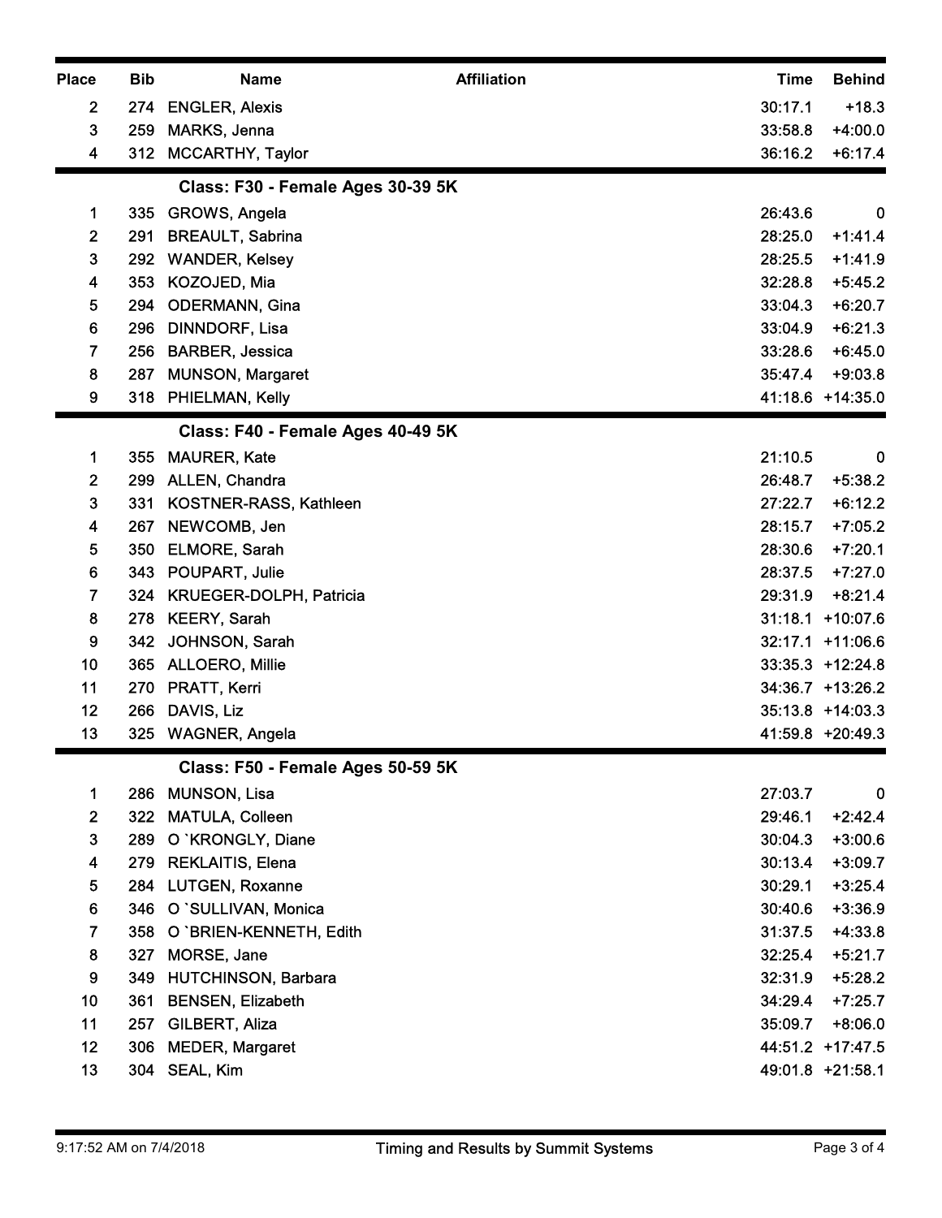| Place | Bib | Name | Affiliation | Time | Behind |
|---|---|---|---|---|---|
| 2 | 274 | ENGLER, Alexis | | 30:17.1 | +18.3 |
| 3 | 259 | MARKS, Jenna | | 33:58.8 | +4:00.0 |
| 4 | 312 | MCCARTHY, Taylor | | 36:16.2 | +6:17.4 |

## Class: F30 - Female Ages 30-39 5K

| Place | Bib | Name | Affiliation | Time | Behind |
|---|---|---|---|---|---|
| 1 | 335 | GROWS, Angela | | 26:43.6 | 0 |
| 2 | 291 | BREAULT, Sabrina | | 28:25.0 | +1:41.4 |
| 3 | 292 | WANDER, Kelsey | | 28:25.5 | +1:41.9 |
| 4 | 353 | KOZOJED, Mia | | 32:28.8 | +5:45.2 |
| 5 | 294 | ODERMANN, Gina | | 33:04.3 | +6:20.7 |
| 6 | 296 | DINNDORF, Lisa | | 33:04.9 | +6:21.3 |
| 7 | 256 | BARBER, Jessica | | 33:28.6 | +6:45.0 |
| 8 | 287 | MUNSON, Margaret | | 35:47.4 | +9:03.8 |
| 9 | 318 | PHIELMAN, Kelly | | 41:18.6 | +14:35.0 |

## Class: F40 - Female Ages 40-49 5K

| Place | Bib | Name | Affiliation | Time | Behind |
|---|---|---|---|---|---|
| 1 | 355 | MAURER, Kate | | 21:10.5 | 0 |
| 2 | 299 | ALLEN, Chandra | | 26:48.7 | +5:38.2 |
| 3 | 331 | KOSTNER-RASS, Kathleen | | 27:22.7 | +6:12.2 |
| 4 | 267 | NEWCOMB, Jen | | 28:15.7 | +7:05.2 |
| 5 | 350 | ELMORE, Sarah | | 28:30.6 | +7:20.1 |
| 6 | 343 | POUPART, Julie | | 28:37.5 | +7:27.0 |
| 7 | 324 | KRUEGER-DOLPH, Patricia | | 29:31.9 | +8:21.4 |
| 8 | 278 | KEERY, Sarah | | 31:18.1 | +10:07.6 |
| 9 | 342 | JOHNSON, Sarah | | 32:17.1 | +11:06.6 |
| 10 | 365 | ALLOERO, Millie | | 33:35.3 | +12:24.8 |
| 11 | 270 | PRATT, Kerri | | 34:36.7 | +13:26.2 |
| 12 | 266 | DAVIS, Liz | | 35:13.8 | +14:03.3 |
| 13 | 325 | WAGNER, Angela | | 41:59.8 | +20:49.3 |

## Class: F50 - Female Ages 50-59 5K

| Place | Bib | Name | Affiliation | Time | Behind |
|---|---|---|---|---|---|
| 1 | 286 | MUNSON, Lisa | | 27:03.7 | 0 |
| 2 | 322 | MATULA, Colleen | | 29:46.1 | +2:42.4 |
| 3 | 289 | O `KRONGLY, Diane | | 30:04.3 | +3:00.6 |
| 4 | 279 | REKLAITIS, Elena | | 30:13.4 | +3:09.7 |
| 5 | 284 | LUTGEN, Roxanne | | 30:29.1 | +3:25.4 |
| 6 | 346 | O `SULLIVAN, Monica | | 30:40.6 | +3:36.9 |
| 7 | 358 | O `BRIEN-KENNETH, Edith | | 31:37.5 | +4:33.8 |
| 8 | 327 | MORSE, Jane | | 32:25.4 | +5:21.7 |
| 9 | 349 | HUTCHINSON, Barbara | | 32:31.9 | +5:28.2 |
| 10 | 361 | BENSEN, Elizabeth | | 34:29.4 | +7:25.7 |
| 11 | 257 | GILBERT, Aliza | | 35:09.7 | +8:06.0 |
| 12 | 306 | MEDER, Margaret | | 44:51.2 | +17:47.5 |
| 13 | 304 | SEAL, Kim | | 49:01.8 | +21:58.1 |

9:17:52 AM on 7/4/2018 Timing and Results by Summit Systems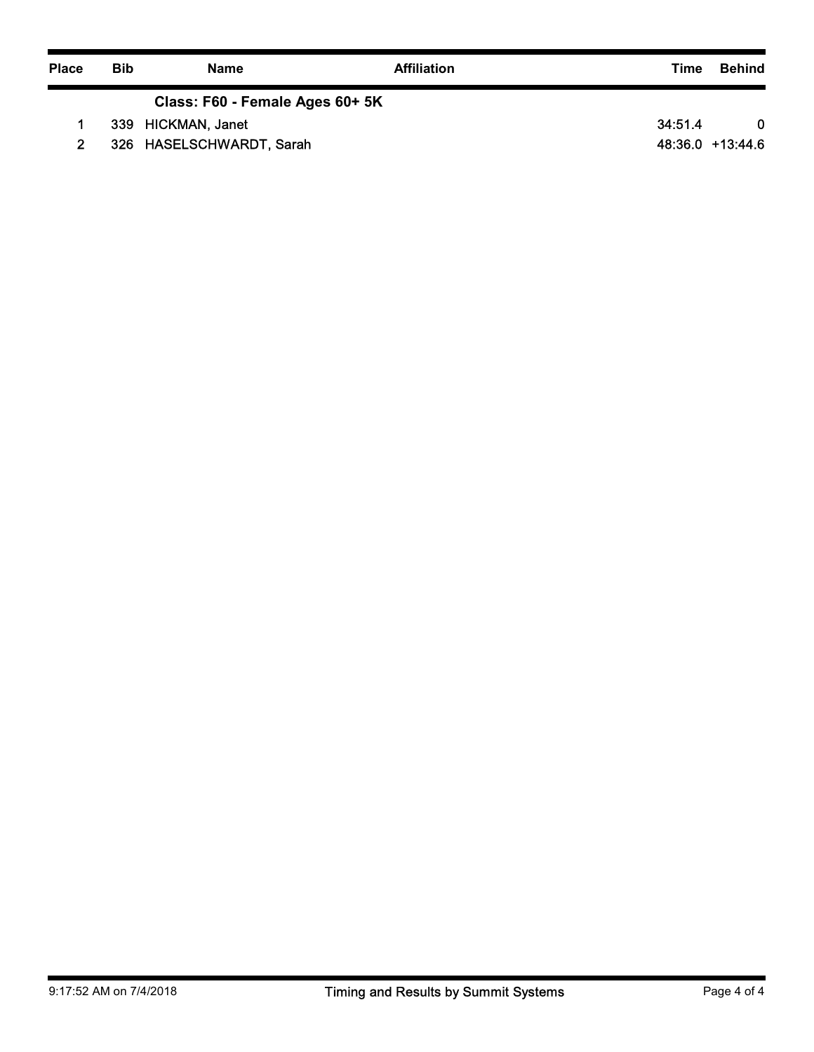| Place | Bib | Name | Affiliation | Time | Behind |
| --- | --- | --- | --- | --- | --- |
| | | **Class: F60 - Female Ages 60+ 5K** | | | |
| 1 | 339 | HICKMAN, Janet | | 34:51.4 | 0 |
| 2 | 326 | HASELSCHWARDT, Sarah | | 48:36.0 | +13:44.6 |